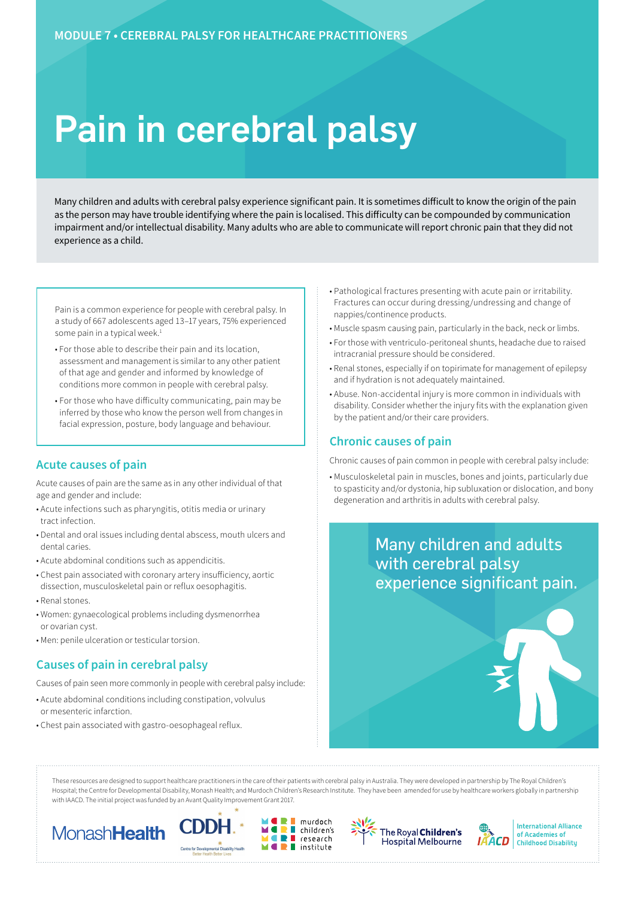MODULE 7 • CEREBRAL PALSY FOR HEALTHCARE PRACTITIONERS

# Pain in cerebral palsy

Many children and adults with cerebral palsy experience significant pain. It is sometimes difficult to know the origin of the pain as the person may have trouble identifying where the pain is localised. This difficulty can be compounded by communication impairment and/or intellectual disability. Many adults who are able to communicate will report chronic pain that they did not experience as a child.

Pain is a common experience for people with cerebral palsy. In a study of 667 adolescents aged 13–17 years, 75% experienced some pain in a typical week.[1]

- For those able to describe their pain and its location, assessment and management is similar to any other patient of that age and gender and informed by knowledge of conditions more common in people with cerebral palsy.
- For those who have difficulty communicating, pain may be inferred by those who know the person well from changes in facial expression, posture, body language and behaviour.

## Acute causes of pain

Acute causes of pain are the same as in any other individual of that age and gender and include:

- Acute infections such as pharyngitis, otitis media or urinary tract infection.
- Dental and oral issues including dental abscess, mouth ulcers and dental caries.
- Acute abdominal conditions such as appendicitis.
- Chest pain associated with coronary artery insufficiency, aortic dissection, musculoskeletal pain or reflux oesophagitis.
- Renal stones.
- Women: gynaecological problems including dysmenorrhea or ovarian cyst.
- Men: penile ulceration or testicular torsion.

## Causes of pain in cerebral palsy

Causes of pain seen more commonly in people with cerebral palsy include:

- Acute abdominal conditions including constipation, volvulus or mesenteric infarction.
- Chest pain associated with gastro-oesophageal reflux.
- Pathological fractures presenting with acute pain or irritability. Fractures can occur during dressing/undressing and change of nappies/continence products.
- Muscle spasm causing pain, particularly in the back, neck or limbs.
- For those with ventriculo-peritoneal shunts, headache due to raised intracranial pressure should be considered.
- Renal stones, especially if on topirimate for management of epilepsy and if hydration is not adequately maintained.
- Abuse. Non-accidental injury is more common in individuals with disability. Consider whether the injury fits with the explanation given by the patient and/or their care providers.

## Chronic causes of pain

Chronic causes of pain common in people with cerebral palsy include:

- Musculoskeletal pain in muscles, bones and joints, particularly due to spasticity and/or dystonia, hip subluxation or dislocation, and bony degeneration and arthritis in adults with cerebral palsy.

Many children and adults with cerebral palsy experience significant pain.

These resources are designed to support healthcare practitioners in the care of their patients with cerebral palsy in Australia. They were developed in partnership by The Royal Children's Hospital; the Centre for Developmental Disability, Monash Health; and Murdoch Children's Research Institute. They have been amended for use by healthcare workers globally in partnership with IAACD. The initial project was funded by an Avant Quality Improvement Grant 2017.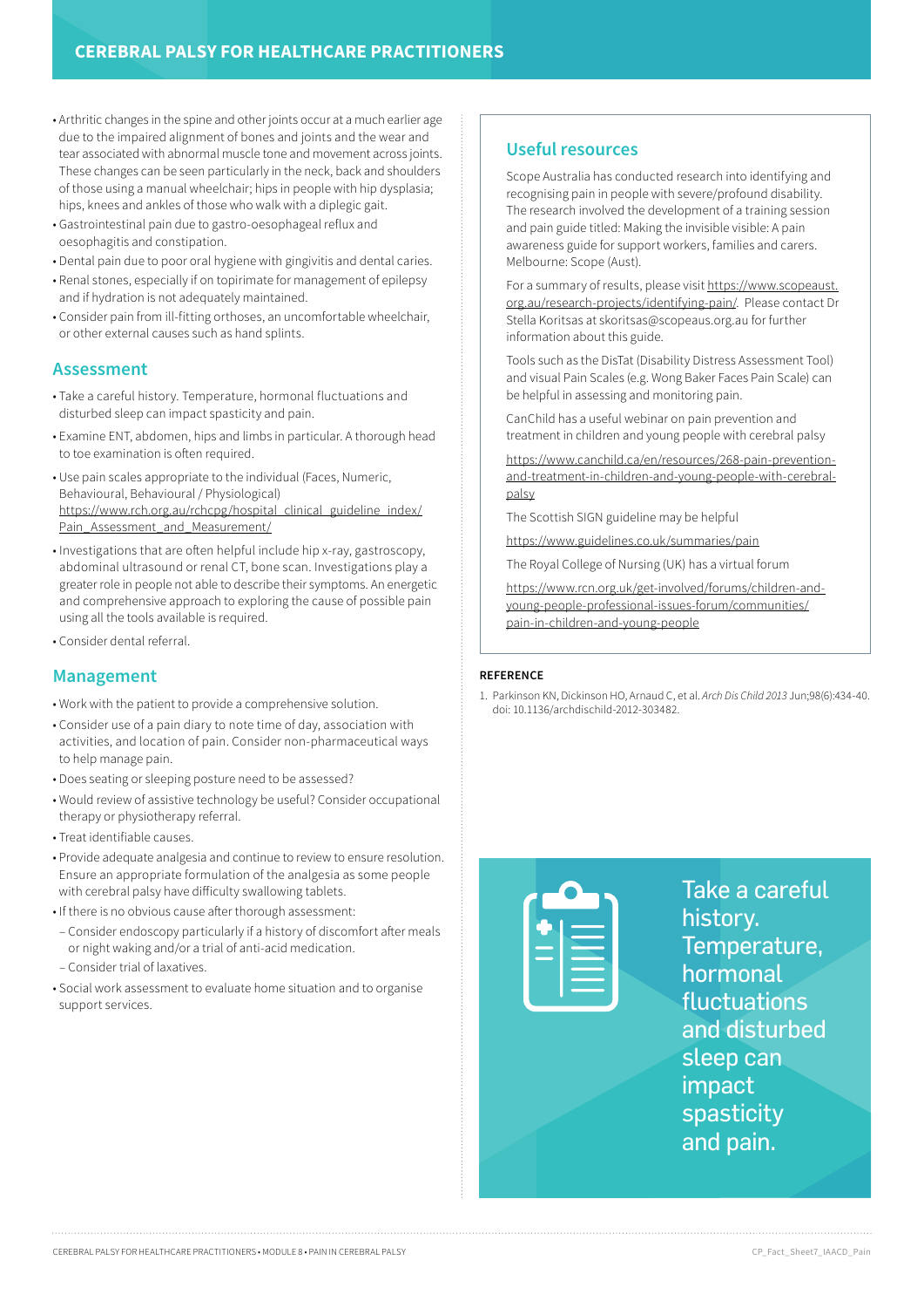- Arthritic changes in the spine and other joints occur at a much earlier age due to the impaired alignment of bones and joints and the wear and tear associated with abnormal muscle tone and movement across joints. These changes can be seen particularly in the neck, back and shoulders of those using a manual wheelchair; hips in people with hip dysplasia; hips, knees and ankles of those who walk with a diplegic gait.
- Gastrointestinal pain due to gastro-oesophageal reflux and oesophagitis and constipation.
- Dental pain due to poor oral hygiene with gingivitis and dental caries.
- Renal stones, especially if on topirimate for management of epilepsy and if hydration is not adequately maintained.
- Consider pain from ill-fitting orthoses, an uncomfortable wheelchair, or other external causes such as hand splints.

## Assessment

- Take a careful history. Temperature, hormonal fluctuations and disturbed sleep can impact spasticity and pain.
- Examine ENT, abdomen, hips and limbs in particular. A thorough head to toe examination is often required.
- Use pain scales appropriate to the individual (Faces, Numeric, Behavioural, Behavioural / Physiological) https://www.rch.org.au/rchcpg/hospital_clinical_guideline_index/Pain_Assessment_and_Measurement/
- Investigations that are often helpful include hip x-ray, gastroscopy, abdominal ultrasound or renal CT, bone scan. Investigations play a greater role in people not able to describe their symptoms. An energetic and comprehensive approach to exploring the cause of possible pain using all the tools available is required.
- Consider dental referral.

## Management

- Work with the patient to provide a comprehensive solution.
- Consider use of a pain diary to note time of day, association with activities, and location of pain. Consider non-pharmaceutical ways to help manage pain.
- Does seating or sleeping posture need to be assessed?
- Would review of assistive technology be useful? Consider occupational therapy or physiotherapy referral.
- Treat identifiable causes.
- Provide adequate analgesia and continue to review to ensure resolution. Ensure an appropriate formulation of the analgesia as some people with cerebral palsy have difficulty swallowing tablets.
- If there is no obvious cause after thorough assessment:
  - Consider endoscopy particularly if a history of discomfort after meals or night waking and/or a trial of anti-acid medication.
  - Consider trial of laxatives.
- Social work assessment to evaluate home situation and to organise support services.

## Useful resources

Scope Australia has conducted research into identifying and recognising pain in people with severe/profound disability. The research involved the development of a training session and pain guide titled: Making the invisible visible: A pain awareness guide for support workers, families and carers. Melbourne: Scope (Aust).

For a summary of results, please visit https://www.scopeaust.org.au/research-projects/identifying-pain/. Please contact Dr Stella Koritsas at skoritsas@scopeaus.org.au for further information about this guide.

Tools such as the DisTat (Disability Distress Assessment Tool) and visual Pain Scales (e.g. Wong Baker Faces Pain Scale) can be helpful in assessing and monitoring pain.

CanChild has a useful webinar on pain prevention and treatment in children and young people with cerebral palsy

https://www.canchild.ca/en/resources/268-pain-prevention-and-treatment-in-children-and-young-people-with-cerebral-palsy

The Scottish SIGN guideline may be helpful

https://www.guidelines.co.uk/summaries/pain

The Royal College of Nursing (UK) has a virtual forum

https://www.rcn.org.uk/get-involved/forums/children-and-young-people-professional-issues-forum/communities/pain-in-children-and-young-people

### REFERENCE

1. Parkinson KN, Dickinson HO, Arnaud C, et al. *Arch Dis Child 2013* Jun;98(6):434-40. doi: 10.1136/archdischild-2012-303482.

Take a careful history. Temperature, hormonal fluctuations and disturbed sleep can impact spasticity and pain.